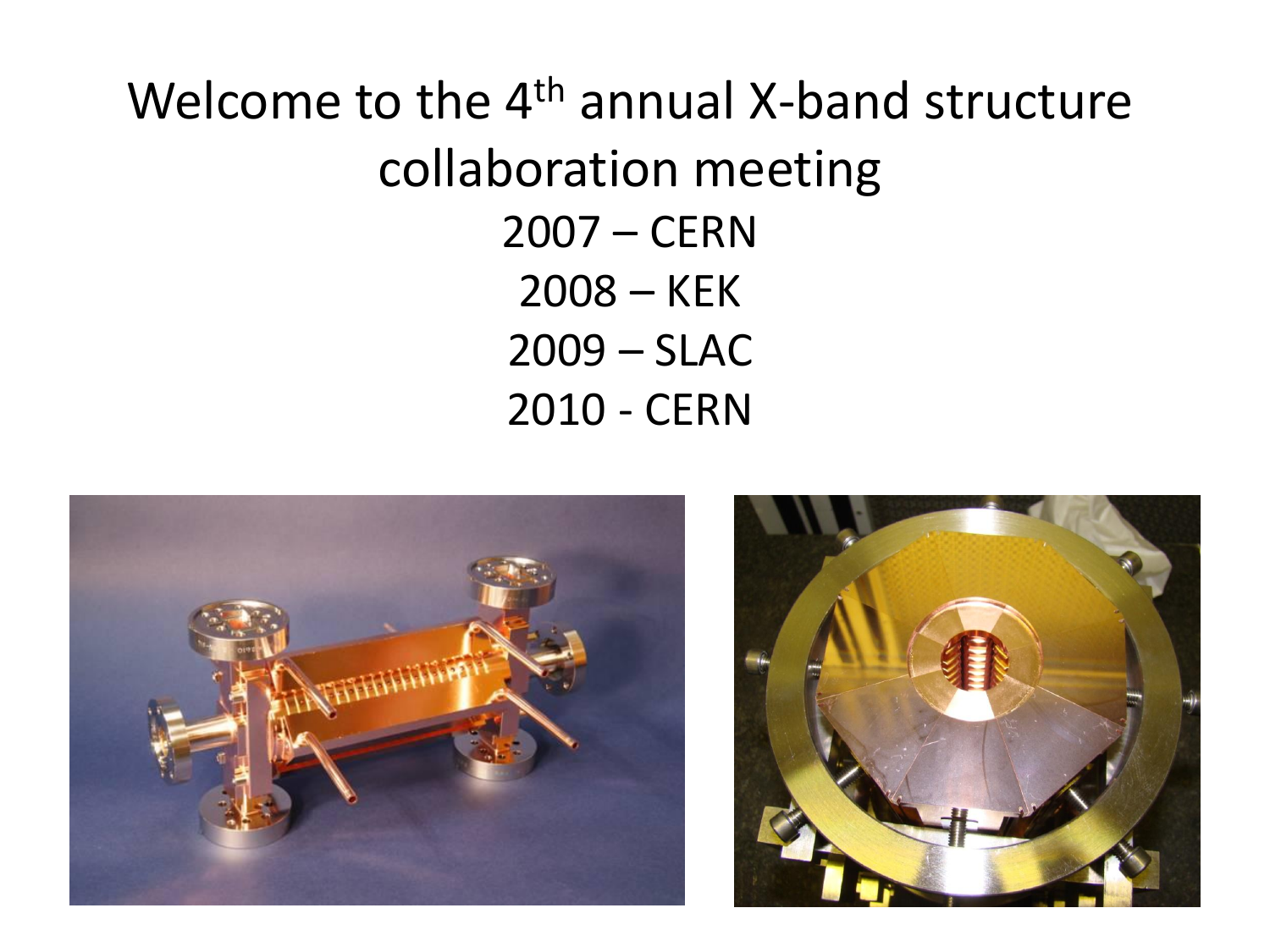# Welcome to the 4th annual X-band structure collaboration meeting

2007 – CERN

2008 – KEK

2009 – SLAC

2010 - CERN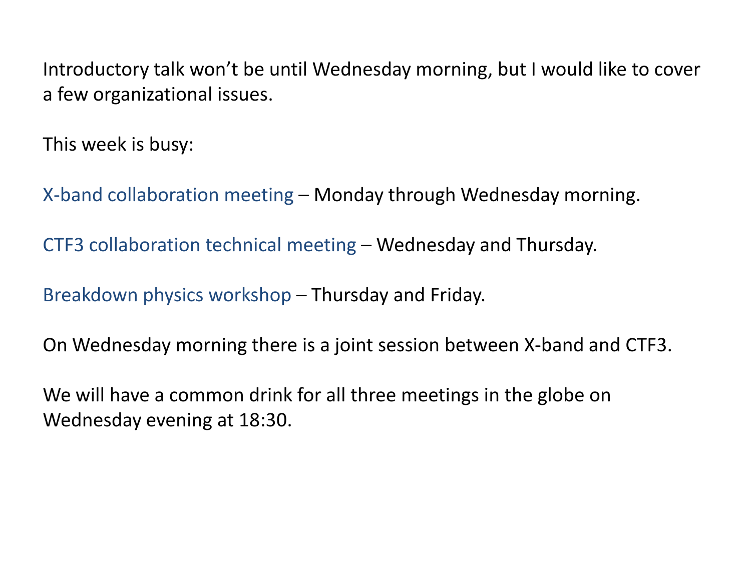Introductory talk won’t be until Wednesday morning, but I would like to cover a few organizational issues.

This week is busy:

X-band collaboration meeting – Monday through Wednesday morning.

CTF3 collaboration technical meeting – Wednesday and Thursday.

Breakdown physics workshop – Thursday and Friday.

On Wednesday morning there is a joint session between X-band and CTF3.

We will have a common drink for all three meetings in the globe on Wednesday evening at 18:30.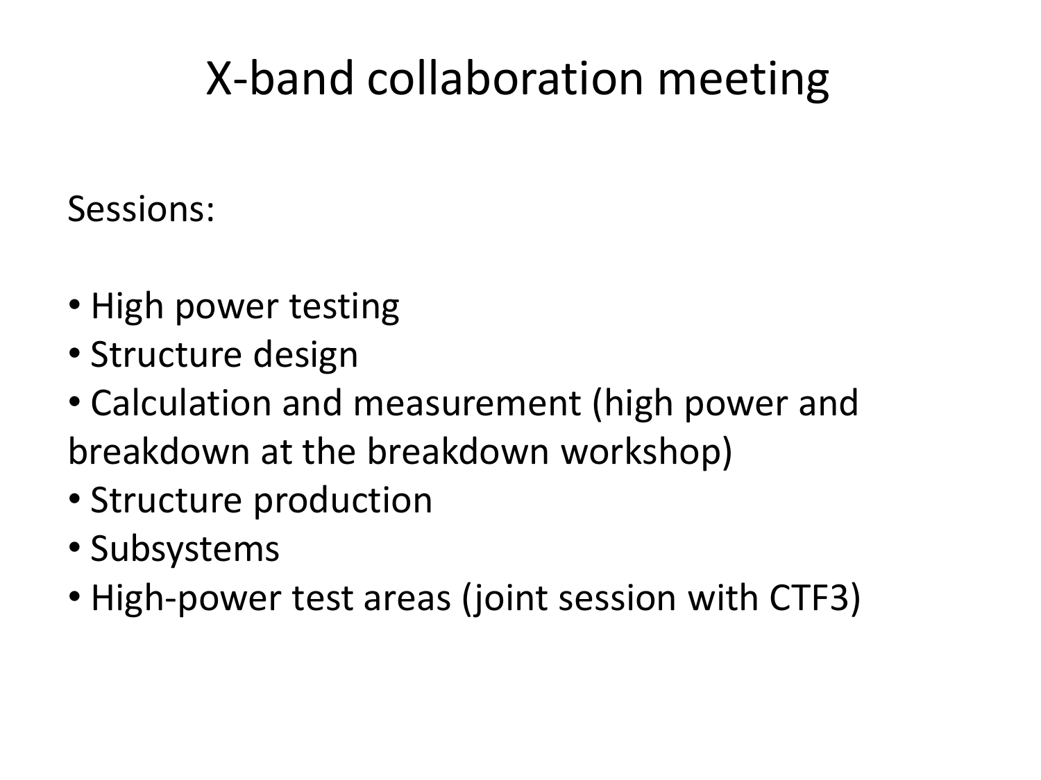# X-band collaboration meeting

Sessions:

- High power testing
- Structure design
- Calculation and measurement (high power and breakdown at the breakdown workshop)
- Structure production
- Subsystems
- High-power test areas (joint session with CTF3)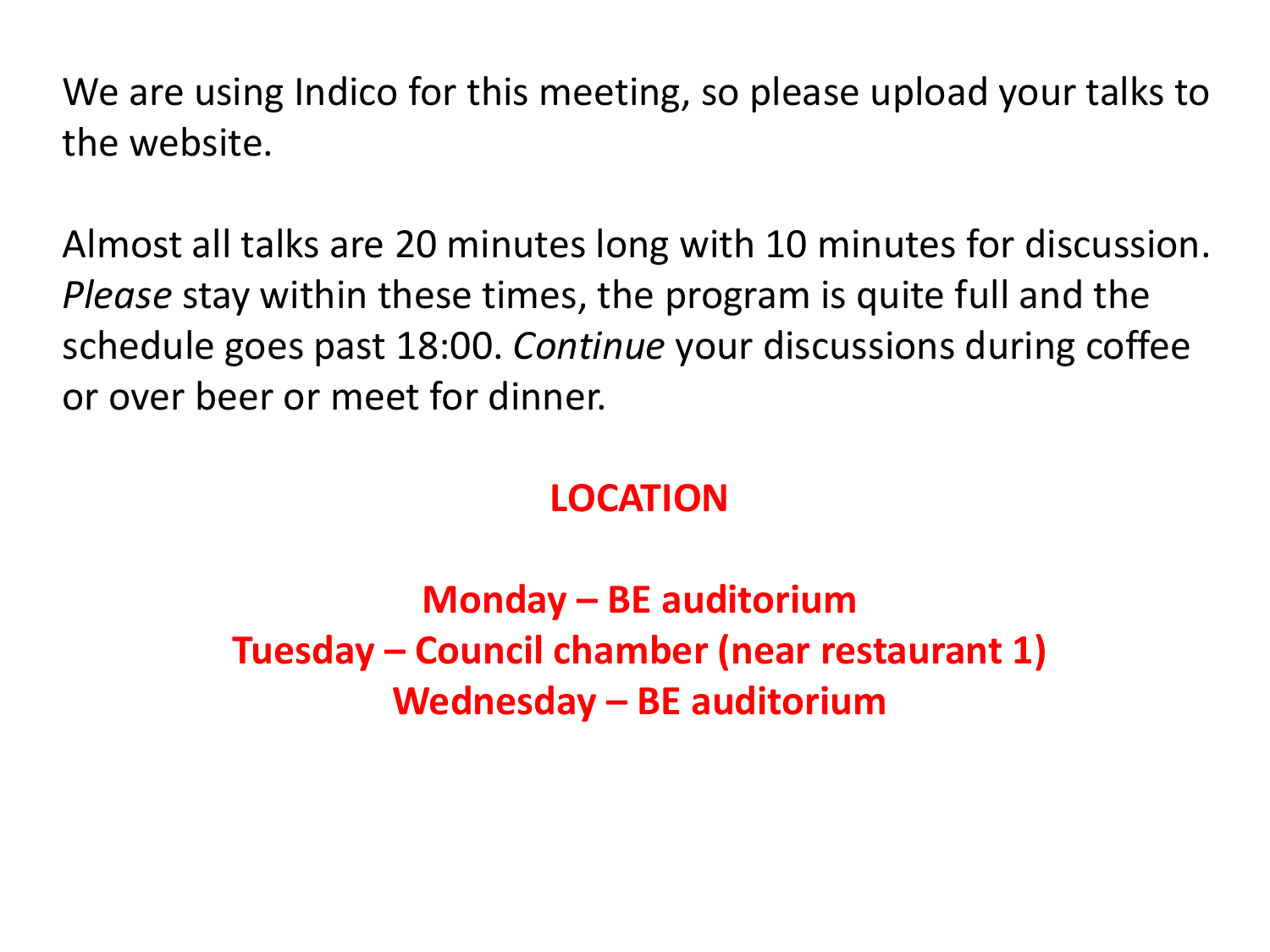We are using Indico for this meeting, so please upload your talks to the website.

Almost all talks are 20 minutes long with 10 minutes for discussion. *Please* stay within these times, the program is quite full and the schedule goes past 18:00. *Continue* your discussions during coffee or over beer or meet for dinner.

## **LOCATION**

**Monday – BE auditorium**
**Tuesday – Council chamber (near restaurant 1)**
**Wednesday – BE auditorium**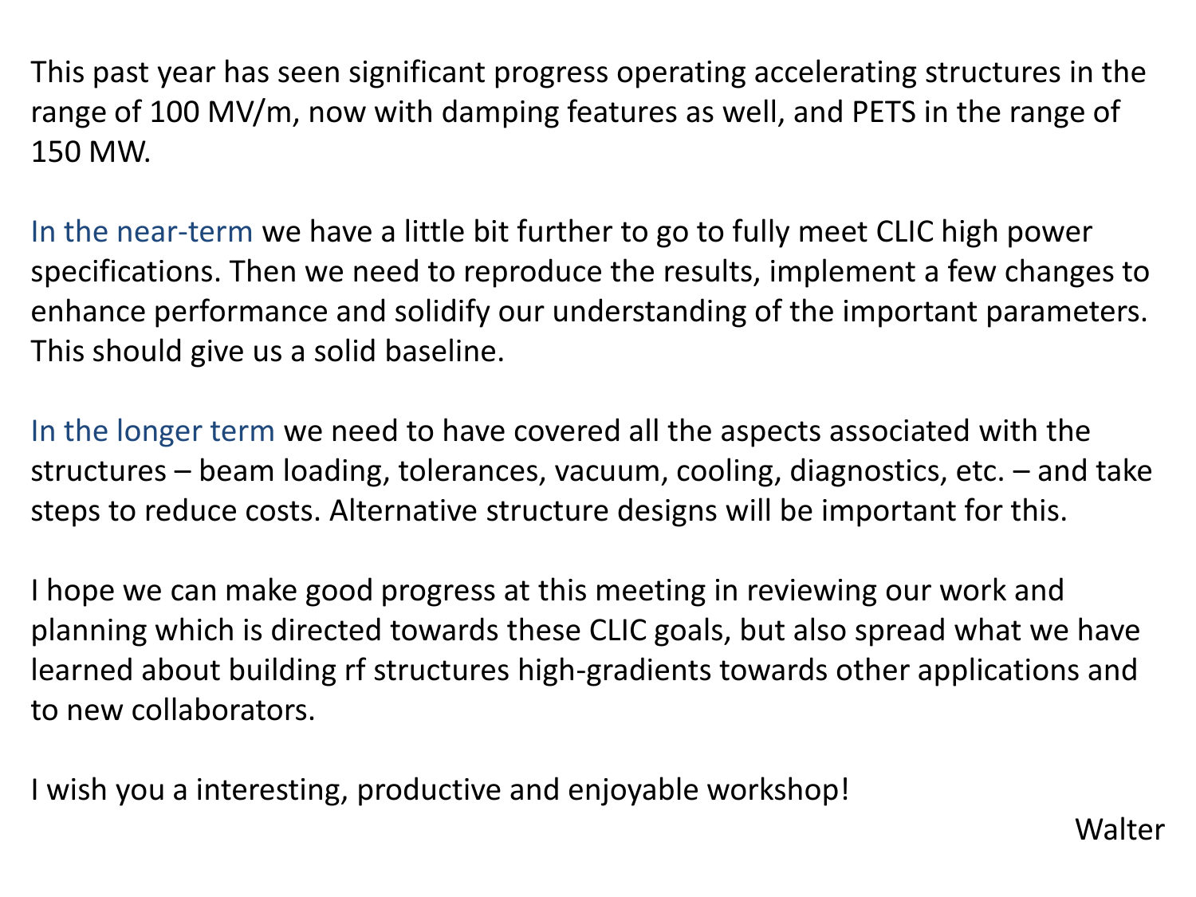This past year has seen significant progress operating accelerating structures in the range of 100 MV/m, now with damping features as well, and PETS in the range of 150 MW.

In the near-term we have a little bit further to go to fully meet CLIC high power specifications. Then we need to reproduce the results, implement a few changes to enhance performance and solidify our understanding of the important parameters. This should give us a solid baseline.

In the longer term we need to have covered all the aspects associated with the structures – beam loading, tolerances, vacuum, cooling, diagnostics, etc. – and take steps to reduce costs. Alternative structure designs will be important for this.

I hope we can make good progress at this meeting in reviewing our work and planning which is directed towards these CLIC goals, but also spread what we have learned about building rf structures high-gradients towards other applications and to new collaborators.

I wish you a interesting, productive and enjoyable workshop!

Walter